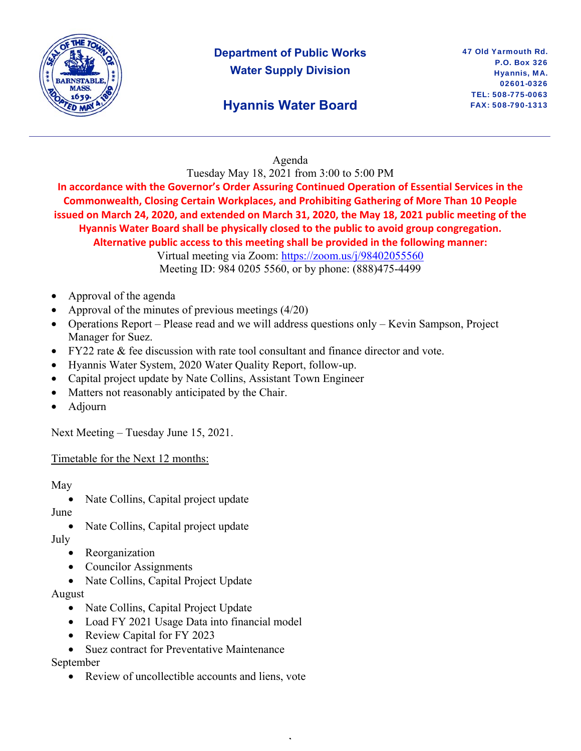**Department of Public Works**
**Water Supply Division**

## Hyannis Water Board

47 Old Yarmouth Rd.
P.O. Box 326
Hyannis, MA.
02601-0326
TEL: 508-775-0063
FAX: 508-790-1313

---

Agenda
Tuesday May 18, 2021 from 3:00 to 5:00 PM

**In accordance with the Governor's Order Assuring Continued Operation of Essential Services in the Commonwealth, Closing Certain Workplaces, and Prohibiting Gathering of More Than 10 People issued on March 24, 2020, and extended on March 31, 2020, the May 18, 2021 public meeting of the Hyannis Water Board shall be physically closed to the public to avoid group congregation. Alternative public access to this meeting shall be provided in the following manner:**

Virtual meeting via Zoom: https://zoom.us/j/98402055560
Meeting ID: 984 0205 5560, or by phone: (888)475-4499

- Approval of the agenda
- Approval of the minutes of previous meetings (4/20)
- Operations Report – Please read and we will address questions only – Kevin Sampson, Project Manager for Suez.
- FY22 rate & fee discussion with rate tool consultant and finance director and vote.
- Hyannis Water System, 2020 Water Quality Report, follow-up.
- Capital project update by Nate Collins, Assistant Town Engineer
- Matters not reasonably anticipated by the Chair.
- Adjourn

Next Meeting – Tuesday June 15, 2021.

Timetable for the Next 12 months:

May
- Nate Collins, Capital project update

June
- Nate Collins, Capital project update

July
- Reorganization
- Councilor Assignments
- Nate Collins, Capital Project Update

August
- Nate Collins, Capital Project Update
- Load FY 2021 Usage Data into financial model
- Review Capital for FY 2023
- Suez contract for Preventative Maintenance

September
- Review of uncollectible accounts and liens, vote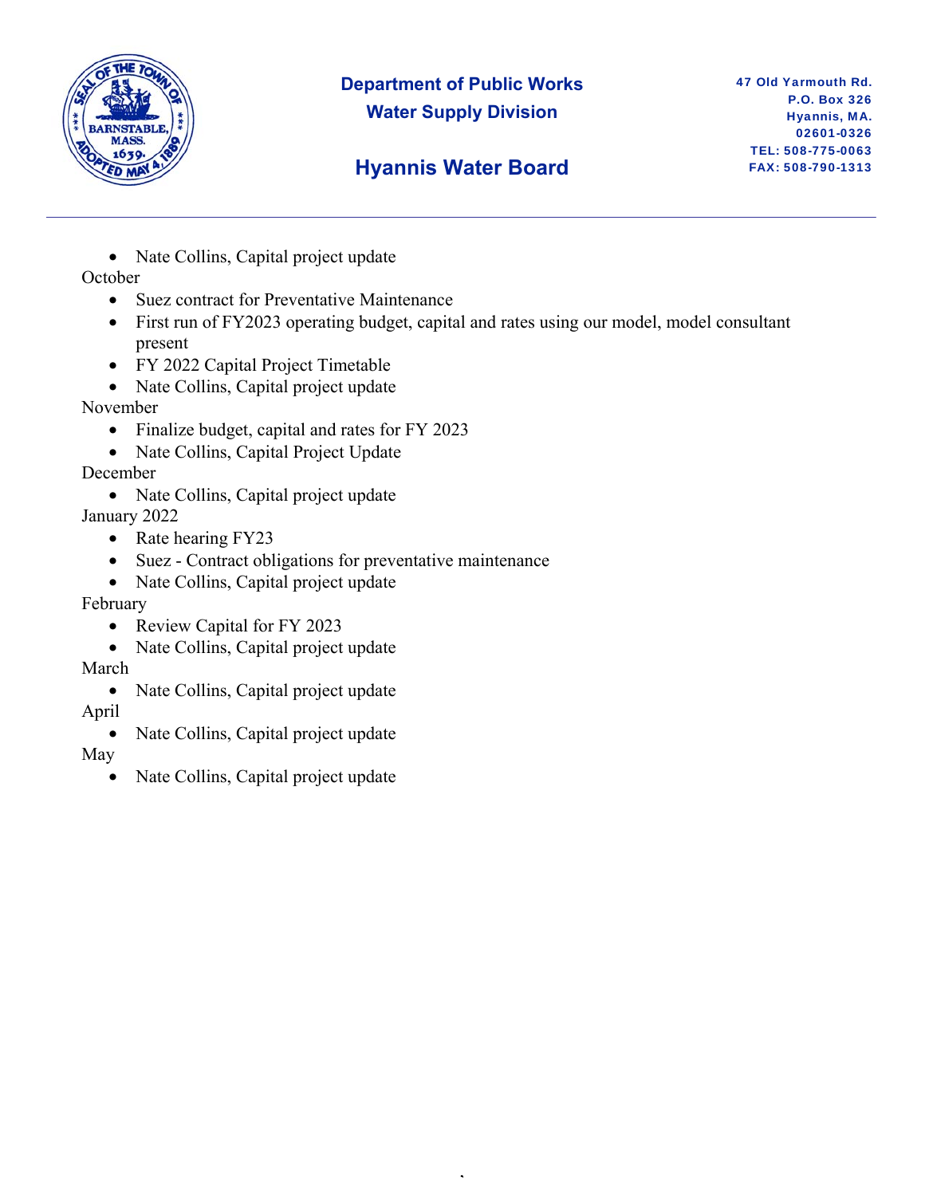- Nate Collins, Capital project update

October

- Suez contract for Preventative Maintenance
- First run of FY2023 operating budget, capital and rates using our model, model consultant present
- FY 2022 Capital Project Timetable
- Nate Collins, Capital project update

November

- Finalize budget, capital and rates for FY 2023
- Nate Collins, Capital Project Update

December

- Nate Collins, Capital project update

January 2022

- Rate hearing FY23
- Suez - Contract obligations for preventative maintenance
- Nate Collins, Capital project update

February

- Review Capital for FY 2023
- Nate Collins, Capital project update

March

- Nate Collins, Capital project update

April

- Nate Collins, Capital project update

May

- Nate Collins, Capital project update